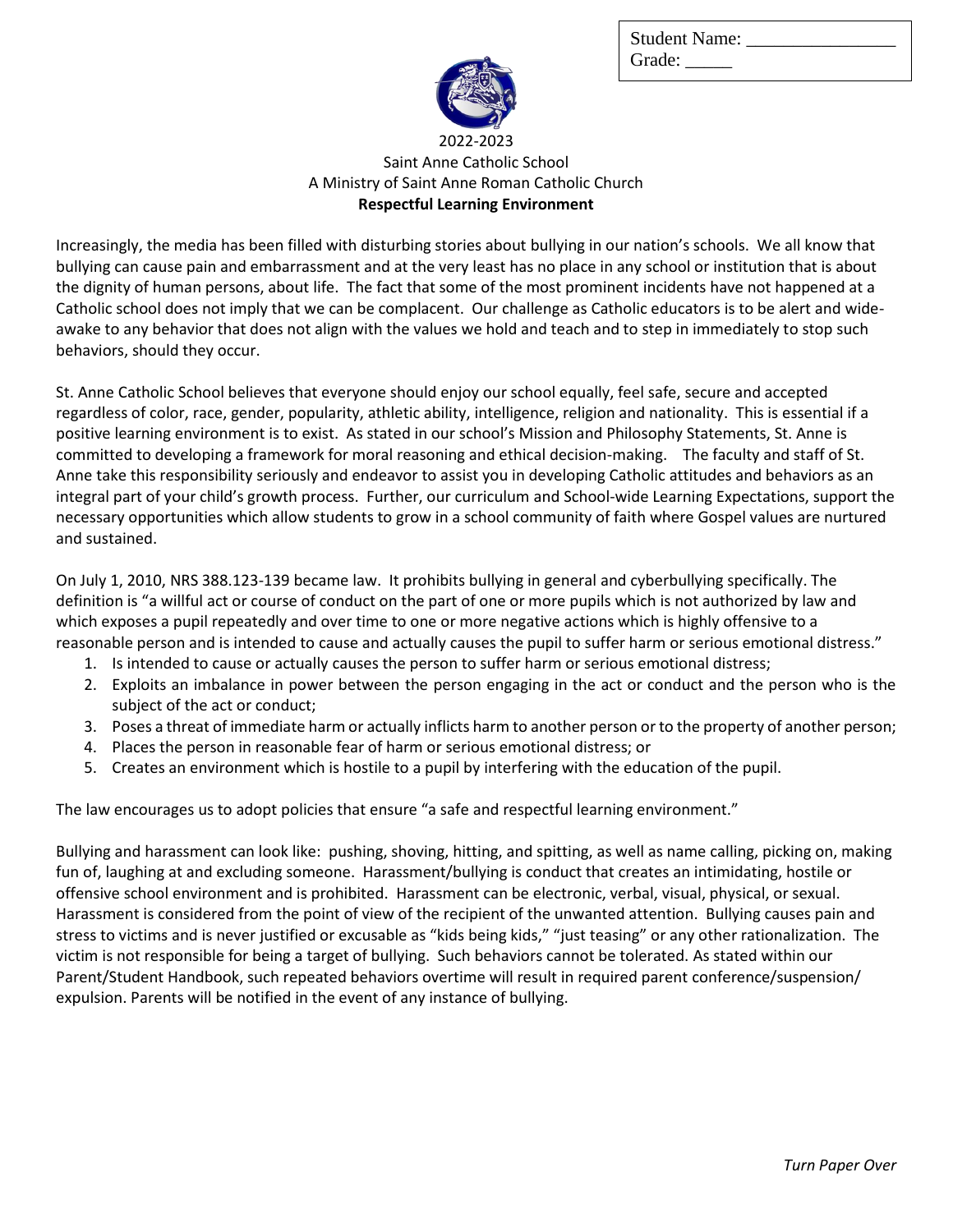Student Name: ________________
Grade: _____

2022-2023
Saint Anne Catholic School
A Ministry of Saint Anne Roman Catholic Church

**Respectful Learning Environment**

Increasingly, the media has been filled with disturbing stories about bullying in our nation's schools. We all know that bullying can cause pain and embarrassment and at the very least has no place in any school or institution that is about the dignity of human persons, about life. The fact that some of the most prominent incidents have not happened at a Catholic school does not imply that we can be complacent. Our challenge as Catholic educators is to be alert and wide-awake to any behavior that does not align with the values we hold and teach and to step in immediately to stop such behaviors, should they occur.

St. Anne Catholic School believes that everyone should enjoy our school equally, feel safe, secure and accepted regardless of color, race, gender, popularity, athletic ability, intelligence, religion and nationality. This is essential if a positive learning environment is to exist. As stated in our school's Mission and Philosophy Statements, St. Anne is committed to developing a framework for moral reasoning and ethical decision-making. The faculty and staff of St. Anne take this responsibility seriously and endeavor to assist you in developing Catholic attitudes and behaviors as an integral part of your child's growth process. Further, our curriculum and School-wide Learning Expectations, support the necessary opportunities which allow students to grow in a school community of faith where Gospel values are nurtured and sustained.

On July 1, 2010, NRS 388.123-139 became law. It prohibits bullying in general and cyberbullying specifically. The definition is "a willful act or course of conduct on the part of one or more pupils which is not authorized by law and which exposes a pupil repeatedly and over time to one or more negative actions which is highly offensive to a reasonable person and is intended to cause and actually causes the pupil to suffer harm or serious emotional distress."

1. Is intended to cause or actually causes the person to suffer harm or serious emotional distress;
2. Exploits an imbalance in power between the person engaging in the act or conduct and the person who is the subject of the act or conduct;
3. Poses a threat of immediate harm or actually inflicts harm to another person or to the property of another person;
4. Places the person in reasonable fear of harm or serious emotional distress; or
5. Creates an environment which is hostile to a pupil by interfering with the education of the pupil.

The law encourages us to adopt policies that ensure "a safe and respectful learning environment."

Bullying and harassment can look like: pushing, shoving, hitting, and spitting, as well as name calling, picking on, making fun of, laughing at and excluding someone. Harassment/bullying is conduct that creates an intimidating, hostile or offensive school environment and is prohibited. Harassment can be electronic, verbal, visual, physical, or sexual. Harassment is considered from the point of view of the recipient of the unwanted attention. Bullying causes pain and stress to victims and is never justified or excusable as "kids being kids," "just teasing" or any other rationalization. The victim is not responsible for being a target of bullying. Such behaviors cannot be tolerated. As stated within our Parent/Student Handbook, such repeated behaviors overtime will result in required parent conference/suspension/ expulsion. Parents will be notified in the event of any instance of bullying.

*Turn Paper Over*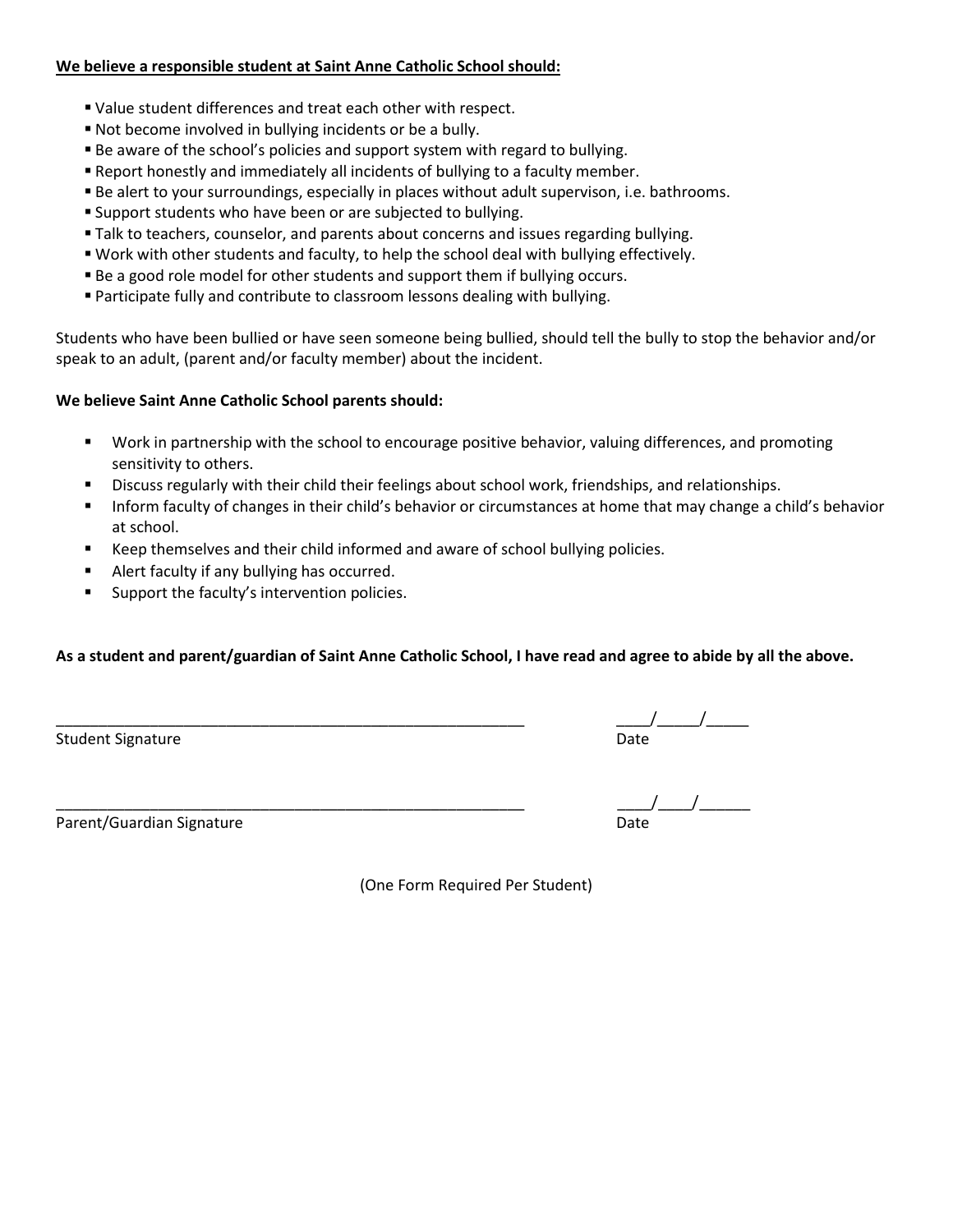**<u>We believe a responsible student at Saint Anne Catholic School should:</u>**

- Value student differences and treat each other with respect.
- Not become involved in bullying incidents or be a bully.
- Be aware of the school's policies and support system with regard to bullying.
- Report honestly and immediately all incidents of bullying to a faculty member.
- Be alert to your surroundings, especially in places without adult supervison, i.e. bathrooms.
- Support students who have been or are subjected to bullying.
- Talk to teachers, counselor, and parents about concerns and issues regarding bullying.
- Work with other students and faculty, to help the school deal with bullying effectively.
- Be a good role model for other students and support them if bullying occurs.
- Participate fully and contribute to classroom lessons dealing with bullying.

Students who have been bullied or have seen someone being bullied, should tell the bully to stop the behavior and/or speak to an adult, (parent and/or faculty member) about the incident.

**We believe Saint Anne Catholic School parents should:**

- Work in partnership with the school to encourage positive behavior, valuing differences, and promoting sensitivity to others.
- Discuss regularly with their child their feelings about school work, friendships, and relationships.
- Inform faculty of changes in their child's behavior or circumstances at home that may change a child's behavior at school.
- Keep themselves and their child informed and aware of school bullying policies.
- Alert faculty if any bullying has occurred.
- Support the faculty's intervention policies.

**As a student and parent/guardian of Saint Anne Catholic School, I have read and agree to abide by all the above.**

________________________________________________________ ____/_____/_____

Student Signature Date

________________________________________________________ ____/____/______

Parent/Guardian Signature Date

(One Form Required Per Student)